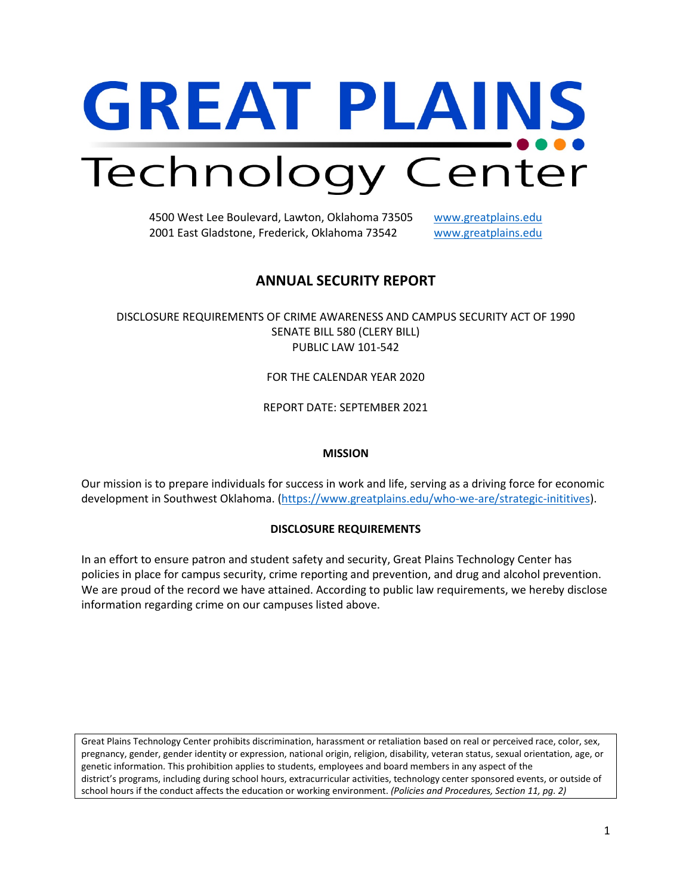# GREAT PLAINS Technology Center

4500 West Lee Boulevard, Lawton, Oklahoma 73505 www.greatplains.edu
2001 East Gladstone, Frederick, Oklahoma 73542 www.greatplains.edu

## ANNUAL SECURITY REPORT

DISCLOSURE REQUIREMENTS OF CRIME AWARENESS AND CAMPUS SECURITY ACT OF 1990
SENATE BILL 580 (CLERY BILL)
PUBLIC LAW 101-542

FOR THE CALENDAR YEAR 2020

REPORT DATE: SEPTEMBER 2021

### MISSION

Our mission is to prepare individuals for success in work and life, serving as a driving force for economic development in Southwest Oklahoma. (https://www.greatplains.edu/who-we-are/strategic-inititives).

### DISCLOSURE REQUIREMENTS

In an effort to ensure patron and student safety and security, Great Plains Technology Center has policies in place for campus security, crime reporting and prevention, and drug and alcohol prevention. We are proud of the record we have attained. According to public law requirements, we hereby disclose information regarding crime on our campuses listed above.

Great Plains Technology Center prohibits discrimination, harassment or retaliation based on real or perceived race, color, sex, pregnancy, gender, gender identity or expression, national origin, religion, disability, veteran status, sexual orientation, age, or genetic information. This prohibition applies to students, employees and board members in any aspect of the district's programs, including during school hours, extracurricular activities, technology center sponsored events, or outside of school hours if the conduct affects the education or working environment. *(Policies and Procedures, Section 11, pg. 2)*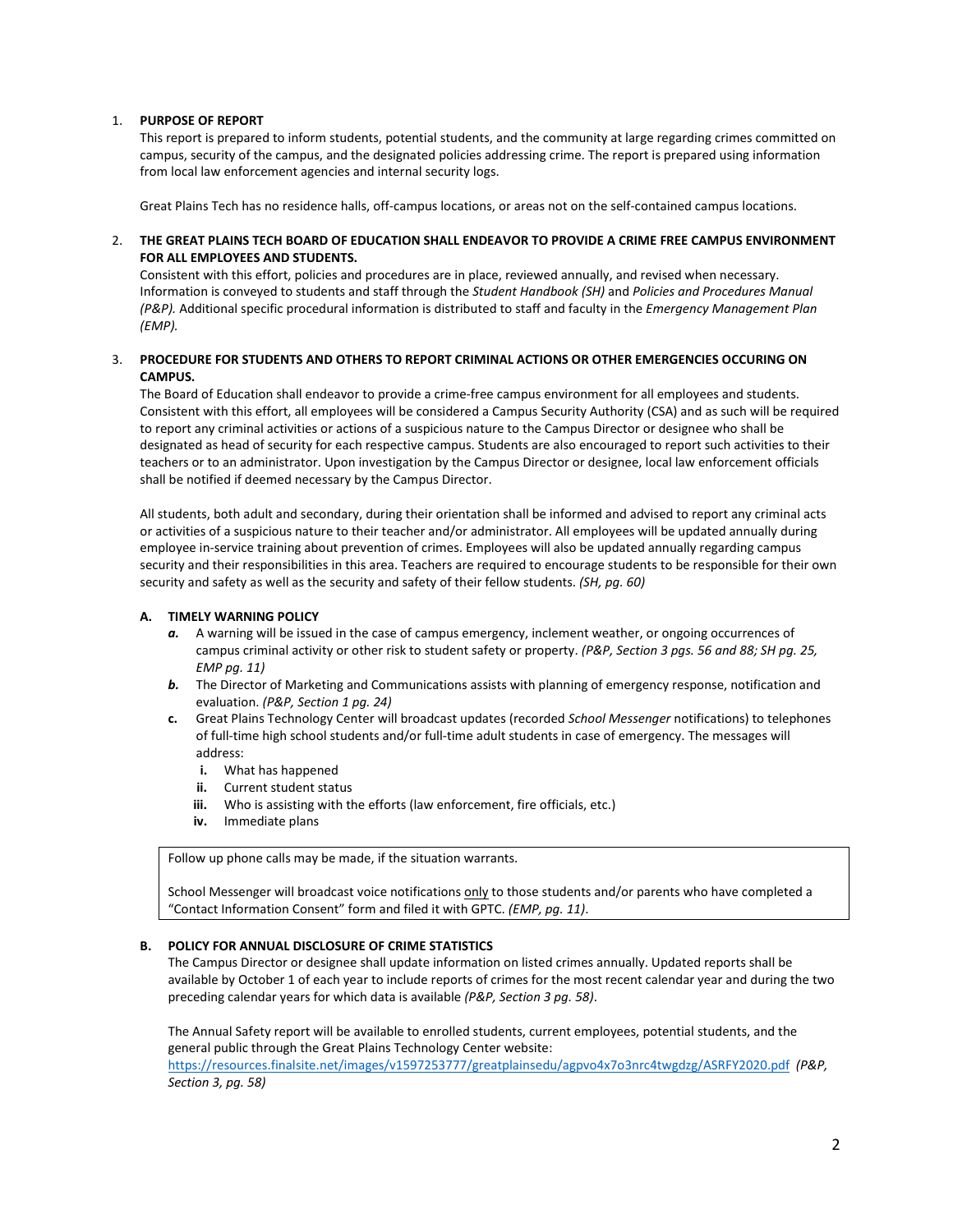1. **PURPOSE OF REPORT**

   This report is prepared to inform students, potential students, and the community at large regarding crimes committed on campus, security of the campus, and the designated policies addressing crime. The report is prepared using information from local law enforcement agencies and internal security logs.

   Great Plains Tech has no residence halls, off-campus locations, or areas not on the self-contained campus locations.

2. **THE GREAT PLAINS TECH BOARD OF EDUCATION SHALL ENDEAVOR TO PROVIDE A CRIME FREE CAMPUS ENVIRONMENT FOR ALL EMPLOYEES AND STUDENTS.**

   Consistent with this effort, policies and procedures are in place, reviewed annually, and revised when necessary. Information is conveyed to students and staff through the *Student Handbook (SH)* and *Policies and Procedures Manual (P&P).* Additional specific procedural information is distributed to staff and faculty in the *Emergency Management Plan (EMP).*

3. **PROCEDURE FOR STUDENTS AND OTHERS TO REPORT CRIMINAL ACTIONS OR OTHER EMERGENCIES OCCURING ON CAMPUS.**

   The Board of Education shall endeavor to provide a crime-free campus environment for all employees and students. Consistent with this effort, all employees will be considered a Campus Security Authority (CSA) and as such will be required to report any criminal activities or actions of a suspicious nature to the Campus Director or designee who shall be designated as head of security for each respective campus. Students are also encouraged to report such activities to their teachers or to an administrator. Upon investigation by the Campus Director or designee, local law enforcement officials shall be notified if deemed necessary by the Campus Director.

   All students, both adult and secondary, during their orientation shall be informed and advised to report any criminal acts or activities of a suspicious nature to their teacher and/or administrator. All employees will be updated annually during employee in-service training about prevention of crimes. Employees will also be updated annually regarding campus security and their responsibilities in this area. Teachers are required to encourage students to be responsible for their own security and safety as well as the security and safety of their fellow students. *(SH, pg. 60)*

   **A. TIMELY WARNING POLICY**

   ***a.*** A warning will be issued in the case of campus emergency, inclement weather, or ongoing occurrences of campus criminal activity or other risk to student safety or property. *(P&P, Section 3 pgs. 56 and 88; SH pg. 25, EMP pg. 11)*

   ***b.*** The Director of Marketing and Communications assists with planning of emergency response, notification and evaluation. *(P&P, Section 1 pg. 24)*

   **c.** Great Plains Technology Center will broadcast updates (recorded *School Messenger* notifications) to telephones of full-time high school students and/or full-time adult students in case of emergency. The messages will address:

   - **i.** What has happened
   - **ii.** Current student status
   - **iii.** Who is assisting with the efforts (law enforcement, fire officials, etc.)
   - **iv.** Immediate plans

   Follow up phone calls may be made, if the situation warrants.

   School Messenger will broadcast voice notifications only to those students and/or parents who have completed a "Contact Information Consent" form and filed it with GPTC. *(EMP, pg. 11)*.

   **B. POLICY FOR ANNUAL DISCLOSURE OF CRIME STATISTICS**

   The Campus Director or designee shall update information on listed crimes annually. Updated reports shall be available by October 1 of each year to include reports of crimes for the most recent calendar year and during the two preceding calendar years for which data is available *(P&P, Section 3 pg. 58)*.

   The Annual Safety report will be available to enrolled students, current employees, potential students, and the general public through the Great Plains Technology Center website: https://resources.finalsite.net/images/v1597253777/greatplainsedu/agpvo4x7o3nrc4twgdzg/ASRFY2020.pdf *(P&P, Section 3, pg. 58)*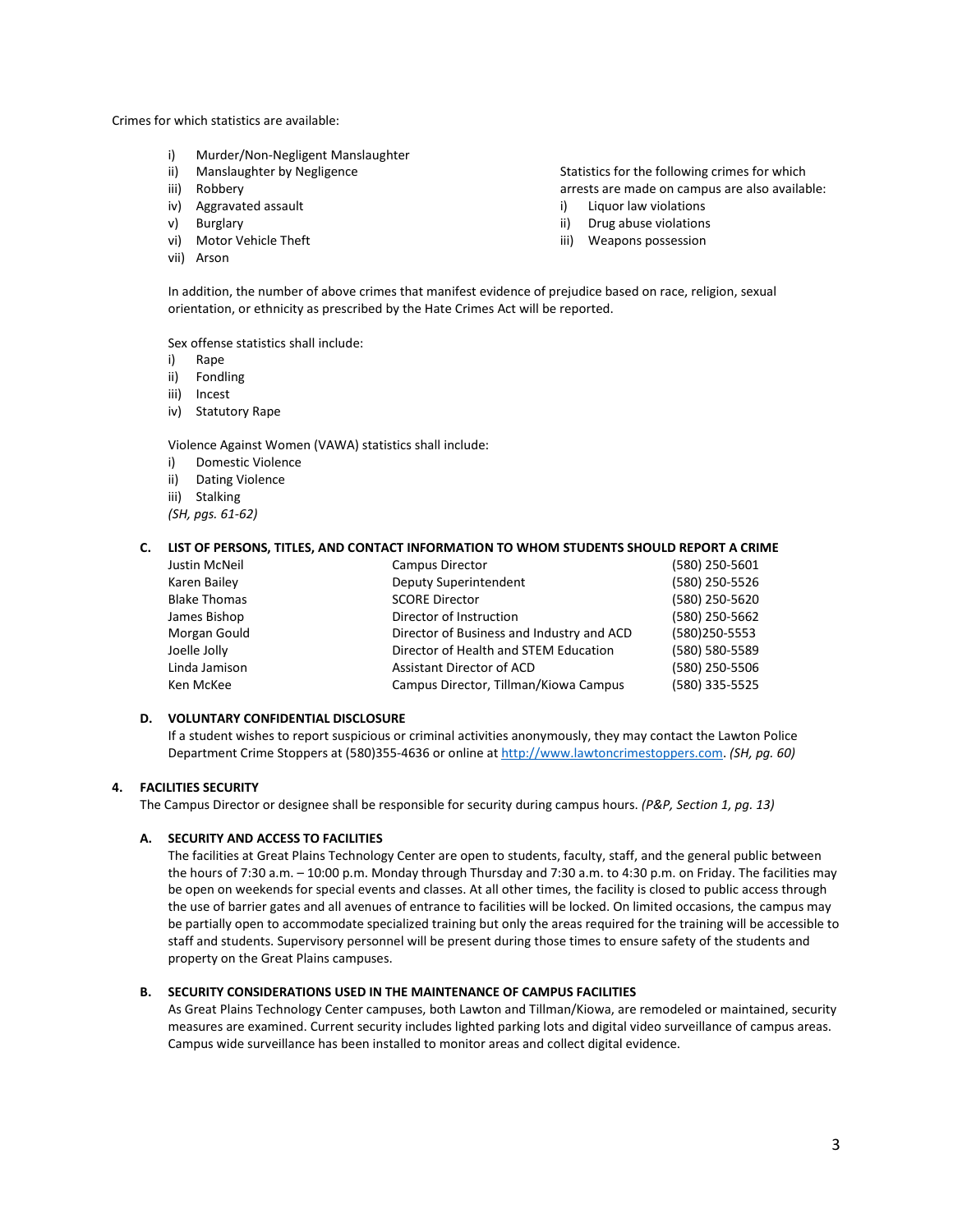Crimes for which statistics are available:

i) Murder/Non-Negligent Manslaughter
ii) Manslaughter by Negligence
iii) Robbery
iv) Aggravated assault
v) Burglary
vi) Motor Vehicle Theft
vii) Arson

Statistics for the following crimes for which arrests are made on campus are also available:

i) Liquor law violations
ii) Drug abuse violations
iii) Weapons possession

In addition, the number of above crimes that manifest evidence of prejudice based on race, religion, sexual orientation, or ethnicity as prescribed by the Hate Crimes Act will be reported.

Sex offense statistics shall include:

i) Rape
ii) Fondling
iii) Incest
iv) Statutory Rape

Violence Against Women (VAWA) statistics shall include:

i) Domestic Violence
ii) Dating Violence
iii) Stalking

*(SH, pgs. 61-62)*

### C. LIST OF PERSONS, TITLES, AND CONTACT INFORMATION TO WHOM STUDENTS SHOULD REPORT A CRIME

| | | |
|---|---|---|
| Justin McNeil | Campus Director | (580) 250-5601 |
| Karen Bailey | Deputy Superintendent | (580) 250-5526 |
| Blake Thomas | SCORE Director | (580) 250-5620 |
| James Bishop | Director of Instruction | (580) 250-5662 |
| Morgan Gould | Director of Business and Industry and ACD | (580)250-5553 |
| Joelle Jolly | Director of Health and STEM Education | (580) 580-5589 |
| Linda Jamison | Assistant Director of ACD | (580) 250-5506 |
| Ken McKee | Campus Director, Tillman/Kiowa Campus | (580) 335-5525 |

### D. VOLUNTARY CONFIDENTIAL DISCLOSURE

If a student wishes to report suspicious or criminal activities anonymously, they may contact the Lawton Police Department Crime Stoppers at (580)355-4636 or online at http://www.lawtoncrimestoppers.com. *(SH, pg. 60)*

## 4. FACILITIES SECURITY

The Campus Director or designee shall be responsible for security during campus hours. *(P&P, Section 1, pg. 13)*

### A. SECURITY AND ACCESS TO FACILITIES

The facilities at Great Plains Technology Center are open to students, faculty, staff, and the general public between the hours of 7:30 a.m. – 10:00 p.m. Monday through Thursday and 7:30 a.m. to 4:30 p.m. on Friday. The facilities may be open on weekends for special events and classes. At all other times, the facility is closed to public access through the use of barrier gates and all avenues of entrance to facilities will be locked. On limited occasions, the campus may be partially open to accommodate specialized training but only the areas required for the training will be accessible to staff and students. Supervisory personnel will be present during those times to ensure safety of the students and property on the Great Plains campuses.

### B. SECURITY CONSIDERATIONS USED IN THE MAINTENANCE OF CAMPUS FACILITIES

As Great Plains Technology Center campuses, both Lawton and Tillman/Kiowa, are remodeled or maintained, security measures are examined. Current security includes lighted parking lots and digital video surveillance of campus areas. Campus wide surveillance has been installed to monitor areas and collect digital evidence.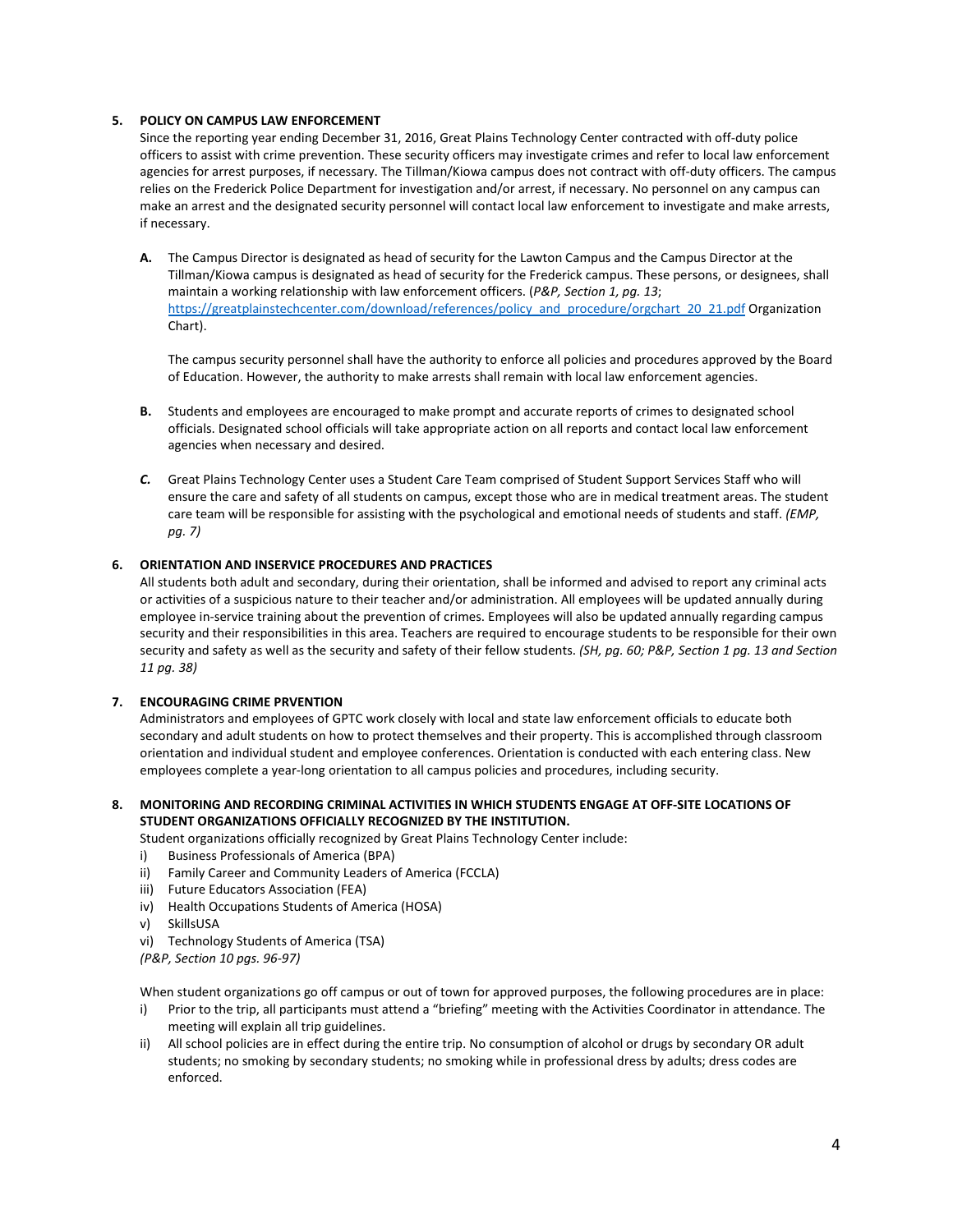## 5. POLICY ON CAMPUS LAW ENFORCEMENT

Since the reporting year ending December 31, 2016, Great Plains Technology Center contracted with off-duty police officers to assist with crime prevention. These security officers may investigate crimes and refer to local law enforcement agencies for arrest purposes, if necessary. The Tillman/Kiowa campus does not contract with off-duty officers. The campus relies on the Frederick Police Department for investigation and/or arrest, if necessary. No personnel on any campus can make an arrest and the designated security personnel will contact local law enforcement to investigate and make arrests, if necessary.

**A.** The Campus Director is designated as head of security for the Lawton Campus and the Campus Director at the Tillman/Kiowa campus is designated as head of security for the Frederick campus. These persons, or designees, shall maintain a working relationship with law enforcement officers. (*P&P, Section 1, pg. 13*; https://greatplainstechcenter.com/download/references/policy_and_procedure/orgchart_20_21.pdf Organization Chart).

The campus security personnel shall have the authority to enforce all policies and procedures approved by the Board of Education. However, the authority to make arrests shall remain with local law enforcement agencies.

**B.** Students and employees are encouraged to make prompt and accurate reports of crimes to designated school officials. Designated school officials will take appropriate action on all reports and contact local law enforcement agencies when necessary and desired.

***C.*** Great Plains Technology Center uses a Student Care Team comprised of Student Support Services Staff who will ensure the care and safety of all students on campus, except those who are in medical treatment areas. The student care team will be responsible for assisting with the psychological and emotional needs of students and staff. *(EMP, pg. 7)*

## 6. ORIENTATION AND INSERVICE PROCEDURES AND PRACTICES

All students both adult and secondary, during their orientation, shall be informed and advised to report any criminal acts or activities of a suspicious nature to their teacher and/or administration. All employees will be updated annually during employee in-service training about the prevention of crimes. Employees will also be updated annually regarding campus security and their responsibilities in this area. Teachers are required to encourage students to be responsible for their own security and safety as well as the security and safety of their fellow students. *(SH, pg. 60; P&P, Section 1 pg. 13 and Section 11 pg. 38)*

## 7. ENCOURAGING CRIME PRVENTION

Administrators and employees of GPTC work closely with local and state law enforcement officials to educate both secondary and adult students on how to protect themselves and their property. This is accomplished through classroom orientation and individual student and employee conferences. Orientation is conducted with each entering class. New employees complete a year-long orientation to all campus policies and procedures, including security.

## 8. MONITORING AND RECORDING CRIMINAL ACTIVITIES IN WHICH STUDENTS ENGAGE AT OFF-SITE LOCATIONS OF STUDENT ORGANIZATIONS OFFICIALLY RECOGNIZED BY THE INSTITUTION.

Student organizations officially recognized by Great Plains Technology Center include:

i) Business Professionals of America (BPA)
ii) Family Career and Community Leaders of America (FCCLA)
iii) Future Educators Association (FEA)
iv) Health Occupations Students of America (HOSA)
v) SkillsUSA
vi) Technology Students of America (TSA)

*(P&P, Section 10 pgs. 96-97)*

When student organizations go off campus or out of town for approved purposes, the following procedures are in place:

i) Prior to the trip, all participants must attend a "briefing" meeting with the Activities Coordinator in attendance. The meeting will explain all trip guidelines.
ii) All school policies are in effect during the entire trip. No consumption of alcohol or drugs by secondary OR adult students; no smoking by secondary students; no smoking while in professional dress by adults; dress codes are enforced.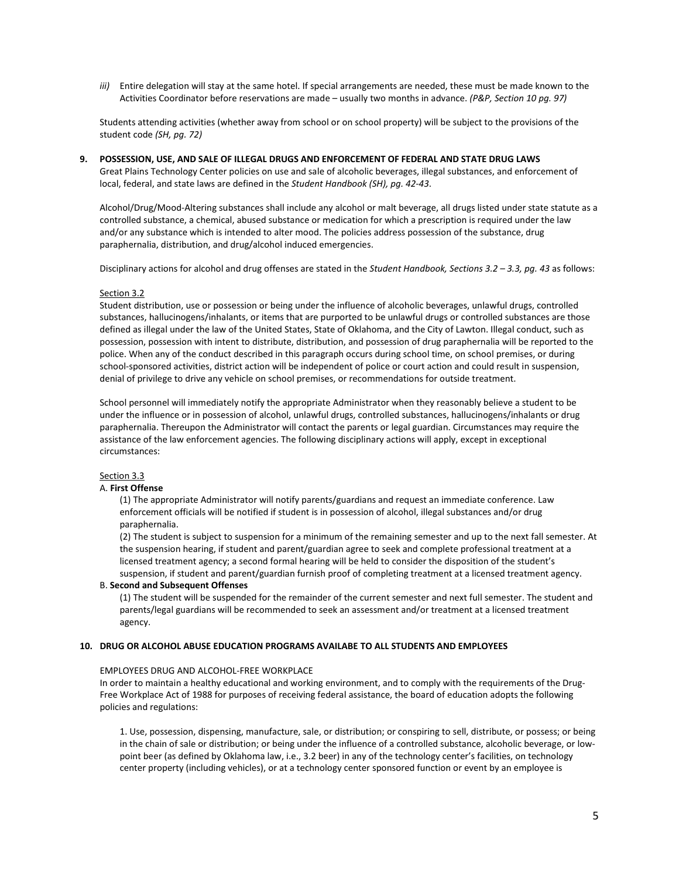*iii)* Entire delegation will stay at the same hotel. If special arrangements are needed, these must be made known to the Activities Coordinator before reservations are made – usually two months in advance. *(P&P, Section 10 pg. 97)*

Students attending activities (whether away from school or on school property) will be subject to the provisions of the student code *(SH, pg. 72)*

**9. POSSESSION, USE, AND SALE OF ILLEGAL DRUGS AND ENFORCEMENT OF FEDERAL AND STATE DRUG LAWS**

Great Plains Technology Center policies on use and sale of alcoholic beverages, illegal substances, and enforcement of local, federal, and state laws are defined in the *Student Handbook (SH), pg. 42-43*.

Alcohol/Drug/Mood-Altering substances shall include any alcohol or malt beverage, all drugs listed under state statute as a controlled substance, a chemical, abused substance or medication for which a prescription is required under the law and/or any substance which is intended to alter mood. The policies address possession of the substance, drug paraphernalia, distribution, and drug/alcohol induced emergencies.

Disciplinary actions for alcohol and drug offenses are stated in the *Student Handbook, Sections 3.2 – 3.3, pg. 43* as follows:

<u>Section 3.2</u>

Student distribution, use or possession or being under the influence of alcoholic beverages, unlawful drugs, controlled substances, hallucinogens/inhalants, or items that are purported to be unlawful drugs or controlled substances are those defined as illegal under the law of the United States, State of Oklahoma, and the City of Lawton. Illegal conduct, such as possession, possession with intent to distribute, distribution, and possession of drug paraphernalia will be reported to the police. When any of the conduct described in this paragraph occurs during school time, on school premises, or during school-sponsored activities, district action will be independent of police or court action and could result in suspension, denial of privilege to drive any vehicle on school premises, or recommendations for outside treatment.

School personnel will immediately notify the appropriate Administrator when they reasonably believe a student to be under the influence or in possession of alcohol, unlawful drugs, controlled substances, hallucinogens/inhalants or drug paraphernalia. Thereupon the Administrator will contact the parents or legal guardian. Circumstances may require the assistance of the law enforcement agencies. The following disciplinary actions will apply, except in exceptional circumstances:

<u>Section 3.3</u>

A. **First Offense**

(1) The appropriate Administrator will notify parents/guardians and request an immediate conference. Law enforcement officials will be notified if student is in possession of alcohol, illegal substances and/or drug paraphernalia.

(2) The student is subject to suspension for a minimum of the remaining semester and up to the next fall semester. At the suspension hearing, if student and parent/guardian agree to seek and complete professional treatment at a licensed treatment agency; a second formal hearing will be held to consider the disposition of the student's suspension, if student and parent/guardian furnish proof of completing treatment at a licensed treatment agency.

B. **Second and Subsequent Offenses**

(1) The student will be suspended for the remainder of the current semester and next full semester. The student and parents/legal guardians will be recommended to seek an assessment and/or treatment at a licensed treatment agency.

**10. DRUG OR ALCOHOL ABUSE EDUCATION PROGRAMS AVAILABE TO ALL STUDENTS AND EMPLOYEES**

EMPLOYEES DRUG AND ALCOHOL-FREE WORKPLACE

In order to maintain a healthy educational and working environment, and to comply with the requirements of the Drug-Free Workplace Act of 1988 for purposes of receiving federal assistance, the board of education adopts the following policies and regulations:

1. Use, possession, dispensing, manufacture, sale, or distribution; or conspiring to sell, distribute, or possess; or being in the chain of sale or distribution; or being under the influence of a controlled substance, alcoholic beverage, or low-point beer (as defined by Oklahoma law, i.e., 3.2 beer) in any of the technology center's facilities, on technology center property (including vehicles), or at a technology center sponsored function or event by an employee is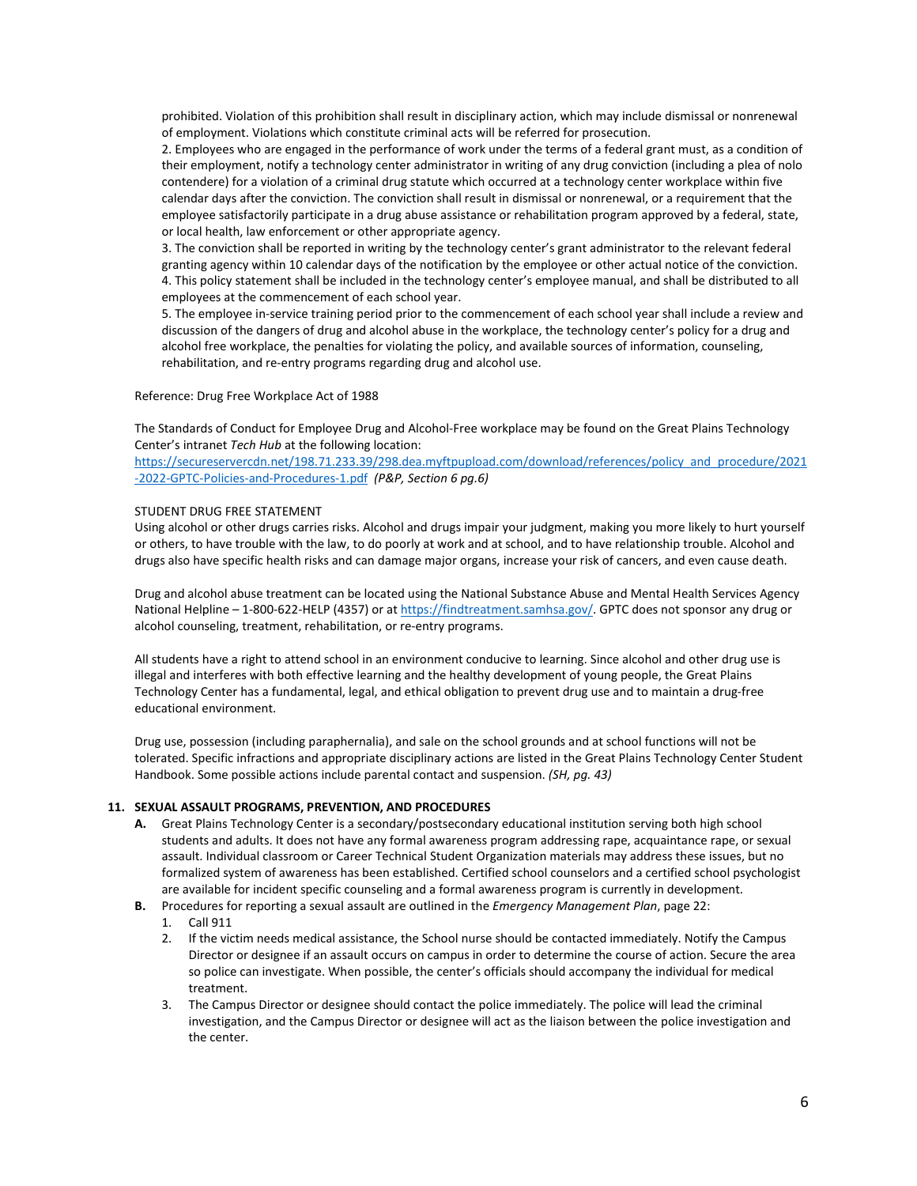prohibited. Violation of this prohibition shall result in disciplinary action, which may include dismissal or nonrenewal of employment. Violations which constitute criminal acts will be referred for prosecution.

2. Employees who are engaged in the performance of work under the terms of a federal grant must, as a condition of their employment, notify a technology center administrator in writing of any drug conviction (including a plea of nolo contendere) for a violation of a criminal drug statute which occurred at a technology center workplace within five calendar days after the conviction. The conviction shall result in dismissal or nonrenewal, or a requirement that the employee satisfactorily participate in a drug abuse assistance or rehabilitation program approved by a federal, state, or local health, law enforcement or other appropriate agency.

3. The conviction shall be reported in writing by the technology center's grant administrator to the relevant federal granting agency within 10 calendar days of the notification by the employee or other actual notice of the conviction.

4. This policy statement shall be included in the technology center's employee manual, and shall be distributed to all employees at the commencement of each school year.

5. The employee in-service training period prior to the commencement of each school year shall include a review and discussion of the dangers of drug and alcohol abuse in the workplace, the technology center's policy for a drug and alcohol free workplace, the penalties for violating the policy, and available sources of information, counseling, rehabilitation, and re-entry programs regarding drug and alcohol use.

Reference: Drug Free Workplace Act of 1988

The Standards of Conduct for Employee Drug and Alcohol-Free workplace may be found on the Great Plains Technology Center's intranet *Tech Hub* at the following location: https://secureservercdn.net/198.71.233.39/298.dea.myftpupload.com/download/references/policy_and_procedure/2021-2022-GPTC-Policies-and-Procedures-1.pdf *(P&P, Section 6 pg.6)*

STUDENT DRUG FREE STATEMENT

Using alcohol or other drugs carries risks. Alcohol and drugs impair your judgment, making you more likely to hurt yourself or others, to have trouble with the law, to do poorly at work and at school, and to have relationship trouble. Alcohol and drugs also have specific health risks and can damage major organs, increase your risk of cancers, and even cause death.

Drug and alcohol abuse treatment can be located using the National Substance Abuse and Mental Health Services Agency National Helpline – 1-800-622-HELP (4357) or at https://findtreatment.samhsa.gov/. GPTC does not sponsor any drug or alcohol counseling, treatment, rehabilitation, or re-entry programs.

All students have a right to attend school in an environment conducive to learning. Since alcohol and other drug use is illegal and interferes with both effective learning and the healthy development of young people, the Great Plains Technology Center has a fundamental, legal, and ethical obligation to prevent drug use and to maintain a drug-free educational environment.

Drug use, possession (including paraphernalia), and sale on the school grounds and at school functions will not be tolerated. Specific infractions and appropriate disciplinary actions are listed in the Great Plains Technology Center Student Handbook. Some possible actions include parental contact and suspension. *(SH, pg. 43)*

**11. SEXUAL ASSAULT PROGRAMS, PREVENTION, AND PROCEDURES**

**A.** Great Plains Technology Center is a secondary/postsecondary educational institution serving both high school students and adults. It does not have any formal awareness program addressing rape, acquaintance rape, or sexual assault. Individual classroom or Career Technical Student Organization materials may address these issues, but no formalized system of awareness has been established. Certified school counselors and a certified school psychologist are available for incident specific counseling and a formal awareness program is currently in development.

**B.** Procedures for reporting a sexual assault are outlined in the *Emergency Management Plan*, page 22:

1. Call 911
2. If the victim needs medical assistance, the School nurse should be contacted immediately. Notify the Campus Director or designee if an assault occurs on campus in order to determine the course of action. Secure the area so police can investigate. When possible, the center's officials should accompany the individual for medical treatment.
3. The Campus Director or designee should contact the police immediately. The police will lead the criminal investigation, and the Campus Director or designee will act as the liaison between the police investigation and the center.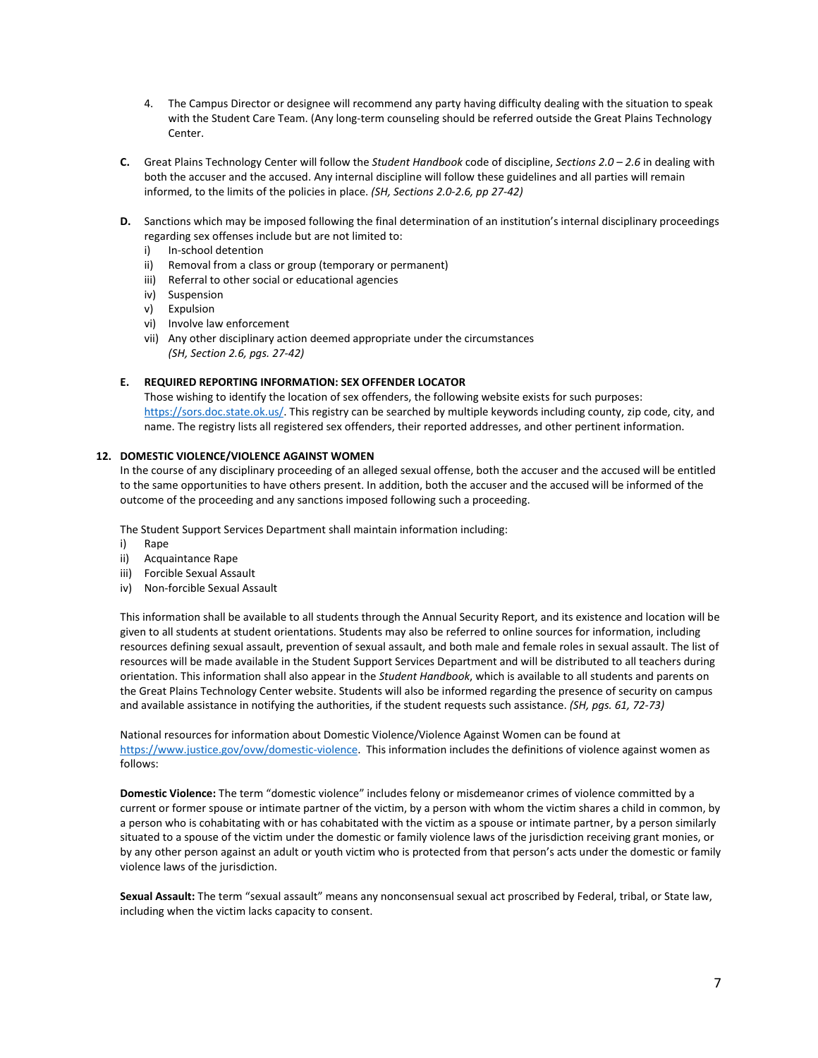4. The Campus Director or designee will recommend any party having difficulty dealing with the situation to speak with the Student Care Team. (Any long-term counseling should be referred outside the Great Plains Technology Center.

**C.** Great Plains Technology Center will follow the *Student Handbook* code of discipline, *Sections 2.0 – 2.6* in dealing with both the accuser and the accused. Any internal discipline will follow these guidelines and all parties will remain informed, to the limits of the policies in place. *(SH, Sections 2.0-2.6, pp 27-42)*

**D.** Sanctions which may be imposed following the final determination of an institution's internal disciplinary proceedings regarding sex offenses include but are not limited to:

- i) In-school detention
- ii) Removal from a class or group (temporary or permanent)
- iii) Referral to other social or educational agencies
- iv) Suspension
- v) Expulsion
- vi) Involve law enforcement
- vii) Any other disciplinary action deemed appropriate under the circumstances *(SH, Section 2.6, pgs. 27-42)*

**E. REQUIRED REPORTING INFORMATION: SEX OFFENDER LOCATOR**

Those wishing to identify the location of sex offenders, the following website exists for such purposes: https://sors.doc.state.ok.us/. This registry can be searched by multiple keywords including county, zip code, city, and name. The registry lists all registered sex offenders, their reported addresses, and other pertinent information.

**12. DOMESTIC VIOLENCE/VIOLENCE AGAINST WOMEN**

In the course of any disciplinary proceeding of an alleged sexual offense, both the accuser and the accused will be entitled to the same opportunities to have others present. In addition, both the accuser and the accused will be informed of the outcome of the proceeding and any sanctions imposed following such a proceeding.

The Student Support Services Department shall maintain information including:

- i) Rape
- ii) Acquaintance Rape
- iii) Forcible Sexual Assault
- iv) Non-forcible Sexual Assault

This information shall be available to all students through the Annual Security Report, and its existence and location will be given to all students at student orientations. Students may also be referred to online sources for information, including resources defining sexual assault, prevention of sexual assault, and both male and female roles in sexual assault. The list of resources will be made available in the Student Support Services Department and will be distributed to all teachers during orientation. This information shall also appear in the *Student Handbook*, which is available to all students and parents on the Great Plains Technology Center website. Students will also be informed regarding the presence of security on campus and available assistance in notifying the authorities, if the student requests such assistance. *(SH, pgs. 61, 72-73)*

National resources for information about Domestic Violence/Violence Against Women can be found at https://www.justice.gov/ovw/domestic-violence. This information includes the definitions of violence against women as follows:

**Domestic Violence:** The term "domestic violence" includes felony or misdemeanor crimes of violence committed by a current or former spouse or intimate partner of the victim, by a person with whom the victim shares a child in common, by a person who is cohabitating with or has cohabitated with the victim as a spouse or intimate partner, by a person similarly situated to a spouse of the victim under the domestic or family violence laws of the jurisdiction receiving grant monies, or by any other person against an adult or youth victim who is protected from that person's acts under the domestic or family violence laws of the jurisdiction.

**Sexual Assault:** The term "sexual assault" means any nonconsensual sexual act proscribed by Federal, tribal, or State law, including when the victim lacks capacity to consent.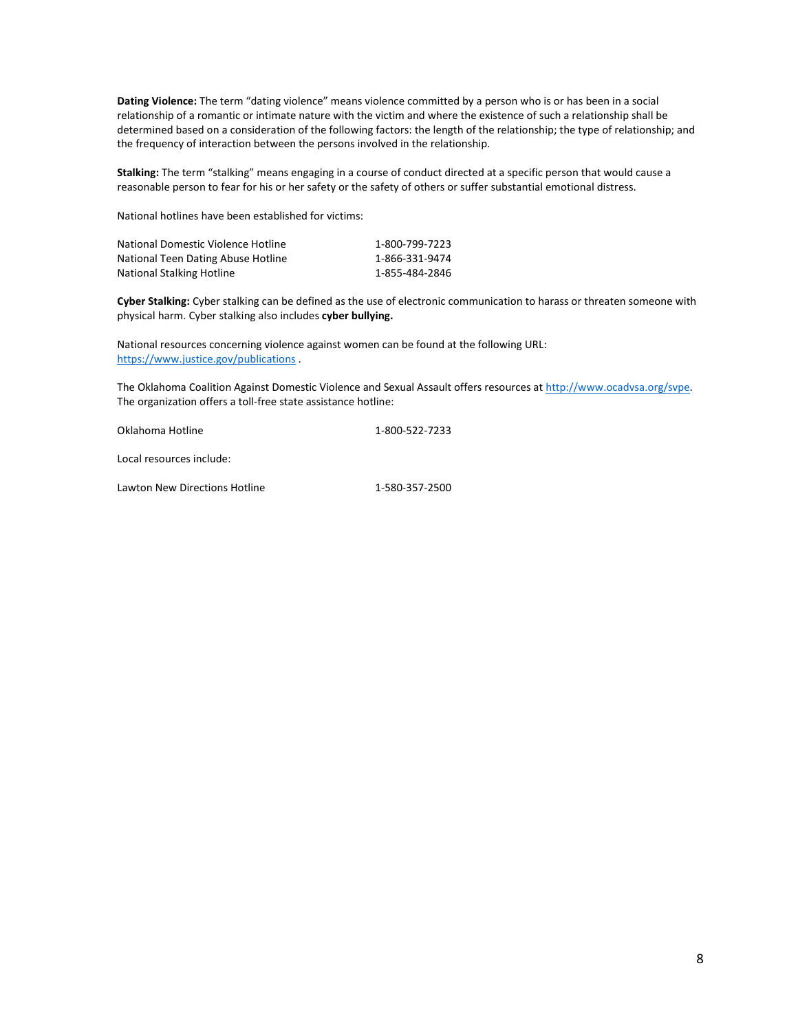**Dating Violence:** The term "dating violence" means violence committed by a person who is or has been in a social relationship of a romantic or intimate nature with the victim and where the existence of such a relationship shall be determined based on a consideration of the following factors: the length of the relationship; the type of relationship; and the frequency of interaction between the persons involved in the relationship.

**Stalking:** The term "stalking" means engaging in a course of conduct directed at a specific person that would cause a reasonable person to fear for his or her safety or the safety of others or suffer substantial emotional distress.

National hotlines have been established for victims:

| | |
|---|---|
| National Domestic Violence Hotline | 1-800-799-7223 |
| National Teen Dating Abuse Hotline | 1-866-331-9474 |
| National Stalking Hotline | 1-855-484-2846 |

**Cyber Stalking:** Cyber stalking can be defined as the use of electronic communication to harass or threaten someone with physical harm. Cyber stalking also includes **cyber bullying.**

National resources concerning violence against women can be found at the following URL: [https://www.justice.gov/publications](https://www.justice.gov/publications) .

The Oklahoma Coalition Against Domestic Violence and Sexual Assault offers resources at [http://www.ocadvsa.org/svpe](http://www.ocadvsa.org/svpe). The organization offers a toll-free state assistance hotline:

| | |
|---|---|
| Oklahoma Hotline | 1-800-522-7233 |

Local resources include:

| | |
|---|---|
| Lawton New Directions Hotline | 1-580-357-2500 |